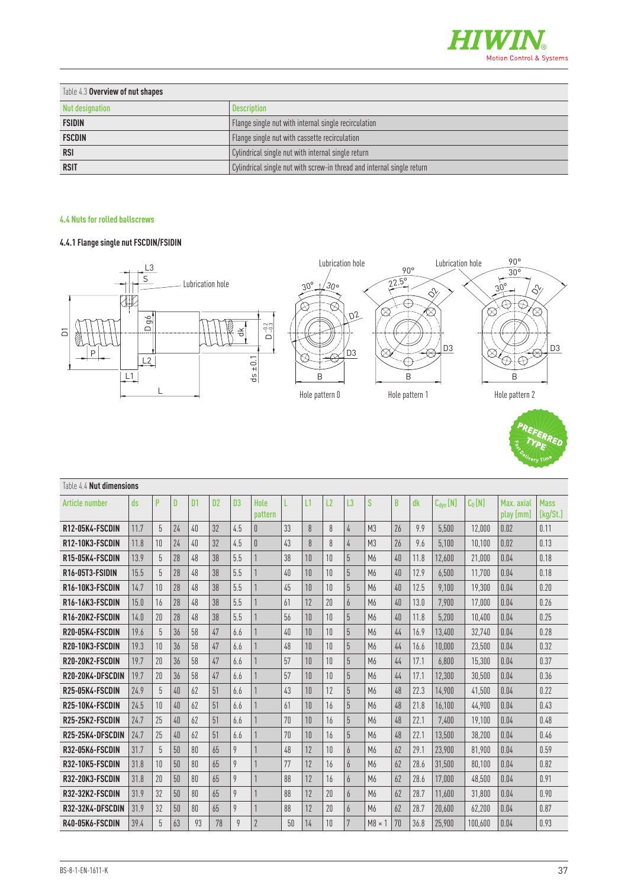Table 4.3 **Overview of nut shapes**

| Nut designation | Description |
|---|---|
| **FSIDIN** | Flange single nut with internal single recirculation |
| **FSCDIN** | Flange single nut with cassette recirculation |
| **RSI** | Cylindrical single nut with internal single return |
| **RSIT** | Cylindrical single nut with screw-in thread and internal single return |

### 4.4 Nuts for rolled ballscrews

#### 4.4.1 Flange single nut FSCDIN/FSIDIN

Lubrication hole

Hole pattern 0

Hole pattern 1

Hole pattern 2

PREFERRED TYPE Fast Delivery Time

Table 4.4 **Nut dimensions**

| Article number | ds | P | D | D1 | D2 | D3 | Hole pattern | L | L1 | L2 | L3 | S | B | dk | $C_{dyn}$ [N] | $C_0$ [N] | Max. axial play [mm] | Mass [kg/St.] |
|---|---|---|---|---|---|---|---|---|---|---|---|---|---|---|---|---|---|---|
| **R12-05K4-FSCDIN** | 11.7 | 5 | 24 | 40 | 32 | 4.5 | 0 | 33 | 8 | 8 | 4 | M3 | 26 | 9.9 | 5,500 | 12,000 | 0.02 | 0.11 |
| **R12-10K3-FSCDIN** | 11.8 | 10 | 24 | 40 | 32 | 4.5 | 0 | 43 | 8 | 8 | 4 | M3 | 26 | 9.6 | 5,100 | 10,100 | 0.02 | 0.13 |
| **R15-05K4-FSCDIN** | 13.9 | 5 | 28 | 48 | 38 | 5.5 | 1 | 38 | 10 | 10 | 5 | M6 | 40 | 11.8 | 12,600 | 21,000 | 0.04 | 0.18 |
| **R16-05T3-FSIDIN** | 15.5 | 5 | 28 | 48 | 38 | 5.5 | 1 | 40 | 10 | 10 | 5 | M6 | 40 | 12.9 | 6,500 | 11,700 | 0.04 | 0.18 |
| **R16-10K3-FSCDIN** | 14.7 | 10 | 28 | 48 | 38 | 5.5 | 1 | 45 | 10 | 10 | 5 | M6 | 40 | 12.5 | 9,100 | 19,300 | 0.04 | 0.20 |
| **R16-16K3-FSCDIN** | 15.0 | 16 | 28 | 48 | 38 | 5.5 | 1 | 61 | 12 | 20 | 6 | M6 | 40 | 13.0 | 7,900 | 17,000 | 0.04 | 0.26 |
| **R16-20K2-FSCDIN** | 14.0 | 20 | 28 | 48 | 38 | 5.5 | 1 | 56 | 10 | 10 | 5 | M6 | 40 | 11.8 | 5,200 | 10,400 | 0.04 | 0.25 |
| **R20-05K4-FSCDIN** | 19.6 | 5 | 36 | 58 | 47 | 6.6 | 1 | 40 | 10 | 10 | 5 | M6 | 44 | 16.9 | 13,400 | 32,740 | 0.04 | 0.28 |
| **R20-10K3-FSCDIN** | 19.3 | 10 | 36 | 58 | 47 | 6.6 | 1 | 48 | 10 | 10 | 5 | M6 | 44 | 16.6 | 10,000 | 23,500 | 0.04 | 0.32 |
| **R20-20K2-FSCDIN** | 19.7 | 20 | 36 | 58 | 47 | 6.6 | 1 | 57 | 10 | 10 | 5 | M6 | 44 | 17.1 | 6,800 | 15,300 | 0.04 | 0.37 |
| **R20-20K4-DFSCDIN** | 19.7 | 20 | 36 | 58 | 47 | 6.6 | 1 | 57 | 10 | 10 | 5 | M6 | 44 | 17.1 | 12,300 | 30,500 | 0.04 | 0.36 |
| **R25-05K4-FSCDIN** | 24.9 | 5 | 40 | 62 | 51 | 6.6 | 1 | 43 | 10 | 12 | 5 | M6 | 48 | 22.3 | 14,900 | 41,500 | 0.04 | 0.22 |
| **R25-10K4-FSCDIN** | 24.5 | 10 | 40 | 62 | 51 | 6.6 | 1 | 61 | 10 | 16 | 5 | M6 | 48 | 21.8 | 16,100 | 44,900 | 0.04 | 0.43 |
| **R25-25K2-FSCDIN** | 24.7 | 25 | 40 | 62 | 51 | 6.6 | 1 | 70 | 10 | 16 | 5 | M6 | 48 | 22.1 | 7,400 | 19,100 | 0.04 | 0.48 |
| **R25-25K4-DFSCDIN** | 24.7 | 25 | 40 | 62 | 51 | 6.6 | 1 | 70 | 10 | 16 | 5 | M6 | 48 | 22.1 | 13,500 | 38,200 | 0.04 | 0.46 |
| **R32-05K6-FSCDIN** | 31.7 | 5 | 50 | 80 | 65 | 9 | 1 | 48 | 12 | 10 | 6 | M6 | 62 | 29.1 | 23,900 | 81,900 | 0.04 | 0.59 |
| **R32-10K5-FSCDIN** | 31.8 | 10 | 50 | 80 | 65 | 9 | 1 | 77 | 12 | 16 | 6 | M6 | 62 | 28.6 | 31,500 | 80,100 | 0.04 | 0.82 |
| **R32-20K3-FSCDIN** | 31.8 | 20 | 50 | 80 | 65 | 9 | 1 | 88 | 12 | 16 | 6 | M6 | 62 | 28.6 | 17,000 | 48,500 | 0.04 | 0.91 |
| **R32-32K2-FSCDIN** | 31.9 | 32 | 50 | 80 | 65 | 9 | 1 | 88 | 12 | 20 | 6 | M6 | 62 | 28.7 | 11,600 | 31,800 | 0.04 | 0.90 |
| **R32-32K4-DFSCDIN** | 31.9 | 32 | 50 | 80 | 65 | 9 | 1 | 88 | 12 | 20 | 6 | M6 | 62 | 28.7 | 20,600 | 62,200 | 0.04 | 0.87 |
| **R40-05K6-FSCDIN** | 39.4 | 5 | 63 | 93 | 78 | 9 | 2 | 50 | 14 | 10 | 7 | M8 × 1 | 70 | 36.8 | 25,900 | 100,600 | 0.04 | 0.93 |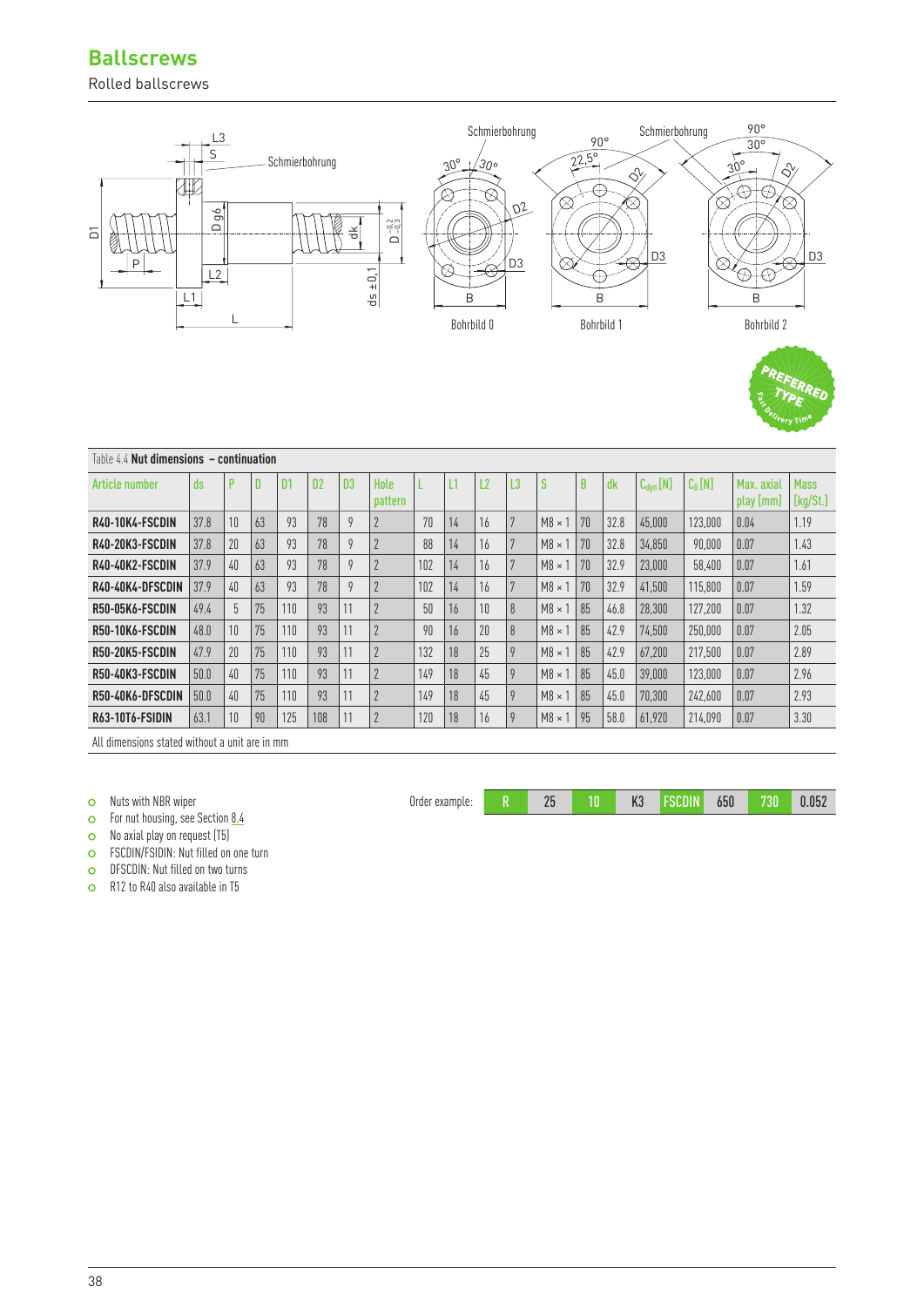# Ballscrews

Rolled ballscrews

L3
S
Schmierbohrung
D1
D g6
dk
D $^{-0.2}_{-0.3}$
P
L2
L1
L
ds ±0,1

Schmierbohrung
30°
30°
D2
D3
B
Bohrbild 0

90°
22,5°
D2
D3
B
Bohrbild 1

Schmierbohrung
90°
30°
30°
D2
D3
B
Bohrbild 2

PREFERRED TYPE
Fast Delivery Time

Table 4.4 **Nut dimensions – continuation**

| Article number | ds | P | D | D1 | D2 | D3 | Hole pattern | L | L1 | L2 | L3 | S | B | dk | $C_{dyn}$ [N] | $C_0$ [N] | Max. axial play [mm] | Mass [kg/St.] |
|---|---|---|---|---|---|---|---|---|---|---|---|---|---|---|---|---|---|---|
| **R40-10K4-FSCDIN** | 37.8 | 10 | 63 | 93 | 78 | 9 | 2 | 70 | 14 | 16 | 7 | M8 × 1 | 70 | 32.8 | 45,000 | 123,000 | 0.04 | 1.19 |
| **R40-20K3-FSCDIN** | 37.8 | 20 | 63 | 93 | 78 | 9 | 2 | 88 | 14 | 16 | 7 | M8 × 1 | 70 | 32.8 | 34,850 | 90,000 | 0.07 | 1.43 |
| **R40-40K2-FSCDIN** | 37.9 | 40 | 63 | 93 | 78 | 9 | 2 | 102 | 14 | 16 | 7 | M8 × 1 | 70 | 32.9 | 23,000 | 58,400 | 0.07 | 1.61 |
| **R40-40K4-DFSCDIN** | 37.9 | 40 | 63 | 93 | 78 | 9 | 2 | 102 | 14 | 16 | 7 | M8 × 1 | 70 | 32.9 | 41,500 | 115,800 | 0.07 | 1.59 |
| **R50-05K6-FSCDIN** | 49.4 | 5 | 75 | 110 | 93 | 11 | 2 | 50 | 16 | 10 | 8 | M8 × 1 | 85 | 46.8 | 28,300 | 127,200 | 0.07 | 1.32 |
| **R50-10K6-FSCDIN** | 48.0 | 10 | 75 | 110 | 93 | 11 | 2 | 90 | 16 | 20 | 8 | M8 × 1 | 85 | 42.9 | 74,500 | 250,000 | 0.07 | 2.05 |
| **R50-20K5-FSCDIN** | 47.9 | 20 | 75 | 110 | 93 | 11 | 2 | 132 | 18 | 25 | 9 | M8 × 1 | 85 | 42.9 | 67,200 | 217,500 | 0.07 | 2.89 |
| **R50-40K3-FSCDIN** | 50.0 | 40 | 75 | 110 | 93 | 11 | 2 | 149 | 18 | 45 | 9 | M8 × 1 | 85 | 45.0 | 39,000 | 123,000 | 0.07 | 2.96 |
| **R50-40K6-DFSCDIN** | 50.0 | 40 | 75 | 110 | 93 | 11 | 2 | 149 | 18 | 45 | 9 | M8 × 1 | 85 | 45.0 | 70,300 | 242,600 | 0.07 | 2.93 |
| **R63-10T6-FSIDIN** | 63.1 | 10 | 90 | 125 | 108 | 11 | 2 | 120 | 18 | 16 | 9 | M8 × 1 | 95 | 58.0 | 61,920 | 214,090 | 0.07 | 3.30 |

All dimensions stated without a unit are in mm

- Nuts with NBR wiper
- For nut housing, see Section 8.4
- No axial play on request (T5)
- FSCDIN/FSIDIN: Nut filled on one turn
- DFSCDIN: Nut filled on two turns
- R12 to R40 also available in T5

Order example:

| R | 25 | 10 | K3 | FSCDIN | 650 | 730 | 0.052 |
|---|---|---|---|---|---|---|---|